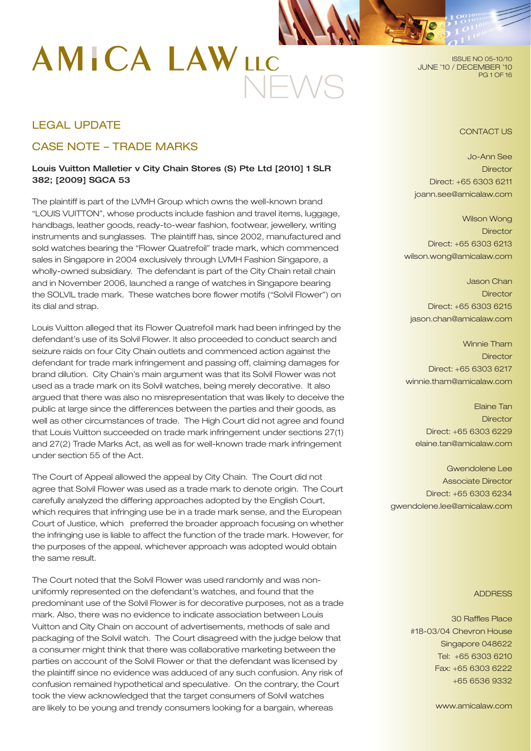# AMICA LAW LLC NEWS

ISSUE NO 05-10/10
JUNE '10 / DECEMBER '10

## LEGAL UPDATE

## CASE NOTE – TRADE MARKS

**Louis Vuitton Malletier v City Chain Stores (S) Pte Ltd [2010] 1 SLR 382; [2009] SGCA 53**

The plaintiff is part of the LVMH Group which owns the well-known brand "LOUIS VUITTON", whose products include fashion and travel items, luggage, handbags, leather goods, ready-to-wear fashion, footwear, jewellery, writing instruments and sunglasses. The plaintiff has, since 2002, manufactured and sold watches bearing the "Flower Quatrefoil" trade mark, which commenced sales in Singapore in 2004 exclusively through LVMH Fashion Singapore, a wholly-owned subsidiary. The defendant is part of the City Chain retail chain and in November 2006, launched a range of watches in Singapore bearing the SOLVIL trade mark. These watches bore flower motifs ("Solvil Flower") on its dial and strap.

Louis Vuitton alleged that its Flower Quatrefoil mark had been infringed by the defendant's use of its Solvil Flower. It also proceeded to conduct search and seizure raids on four City Chain outlets and commenced action against the defendant for trade mark infringement and passing off, claiming damages for brand dilution. City Chain's main argument was that its Solvil Flower was not used as a trade mark on its Solvil watches, being merely decorative. It also argued that there was also no misrepresentation that was likely to deceive the public at large since the differences between the parties and their goods, as well as other circumstances of trade. The High Court did not agree and found that Louis Vuitton succeeded on trade mark infringement under sections 27(1) and 27(2) Trade Marks Act, as well as for well-known trade mark infringement under section 55 of the Act.

The Court of Appeal allowed the appeal by City Chain. The Court did not agree that Solvil Flower was used as a trade mark to denote origin. The Court carefully analyzed the differing approaches adopted by the English Court, which requires that infringing use be in a trade mark sense, and the European Court of Justice, which preferred the broader approach focusing on whether the infringing use is liable to affect the function of the trade mark. However, for the purposes of the appeal, whichever approach was adopted would obtain the same result.

The Court noted that the Solvil Flower was used randomly and was non-uniformly represented on the defendant's watches, and found that the predominant use of the Solvil Flower is for decorative purposes, not as a trade mark. Also, there was no evidence to indicate association between Louis Vuitton and City Chain on account of advertisements, methods of sale and packaging of the Solvil watch. The Court disagreed with the judge below that a consumer might think that there was collaborative marketing between the parties on account of the Solvil Flower or that the defendant was licensed by the plaintiff since no evidence was adduced of any such confusion. Any risk of confusion remained hypothetical and speculative. On the contrary, the Court took the view acknowledged that the target consumers of Solvil watches are likely to be young and trendy consumers looking for a bargain, whereas

CONTACT US

Jo-Ann See
Director
Direct: +65 6303 6211
joann.see@amicalaw.com

Wilson Wong
Director
Direct: +65 6303 6213
wilson.wong@amicalaw.com

Jason Chan
Director
Direct: +65 6303 6215
jason.chan@amicalaw.com

Winnie Tham
Director
Direct: +65 6303 6217
winnie.tham@amicalaw.com

Elaine Tan
Director
Direct: +65 6303 6229
elaine.tan@amicalaw.com

Gwendolene Lee
Associate Director
Direct: +65 6303 6234
gwendolene.lee@amicalaw.com

ADDRESS

30 Raffles Place
#18-03/04 Chevron House
Singapore 048622
Tel: +65 6303 6210
Fax: +65 6303 6222
+65 6536 9332

www.amicalaw.com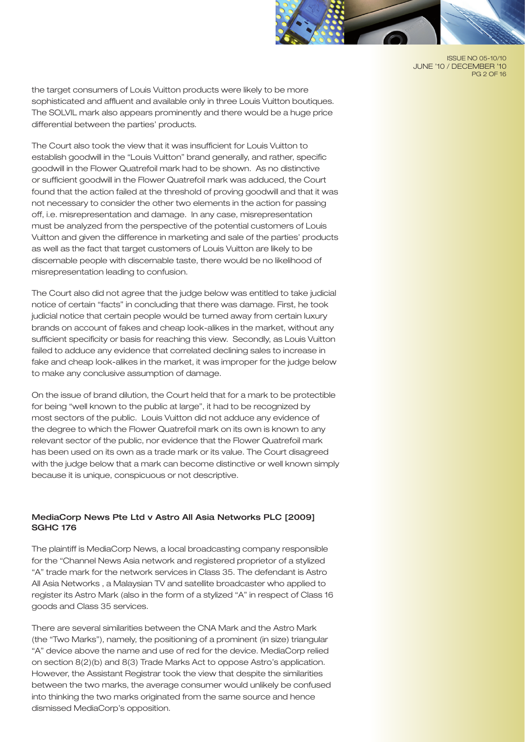the target consumers of Louis Vuitton products were likely to be more sophisticated and affluent and available only in three Louis Vuitton boutiques. The SOLVIL mark also appears prominently and there would be a huge price differential between the parties' products.

The Court also took the view that it was insufficient for Louis Vuitton to establish goodwill in the "Louis Vuitton" brand generally, and rather, specific goodwill in the Flower Quatrefoil mark had to be shown. As no distinctive or sufficient goodwill in the Flower Quatrefoil mark was adduced, the Court found that the action failed at the threshold of proving goodwill and that it was not necessary to consider the other two elements in the action for passing off, i.e. misrepresentation and damage. In any case, misrepresentation must be analyzed from the perspective of the potential customers of Louis Vuitton and given the difference in marketing and sale of the parties' products as well as the fact that target customers of Louis Vuitton are likely to be discernable people with discernable taste, there would be no likelihood of misrepresentation leading to confusion.

The Court also did not agree that the judge below was entitled to take judicial notice of certain "facts" in concluding that there was damage. First, he took judicial notice that certain people would be turned away from certain luxury brands on account of fakes and cheap look-alikes in the market, without any sufficient specificity or basis for reaching this view. Secondly, as Louis Vuitton failed to adduce any evidence that correlated declining sales to increase in fake and cheap look-alikes in the market, it was improper for the judge below to make any conclusive assumption of damage.

On the issue of brand dilution, the Court held that for a mark to be protectible for being "well known to the public at large", it had to be recognized by most sectors of the public. Louis Vuitton did not adduce any evidence of the degree to which the Flower Quatrefoil mark on its own is known to any relevant sector of the public, nor evidence that the Flower Quatrefoil mark has been used on its own as a trade mark or its value. The Court disagreed with the judge below that a mark can become distinctive or well known simply because it is unique, conspicuous or not descriptive.

### MediaCorp News Pte Ltd v Astro All Asia Networks PLC [2009] SGHC 176

The plaintiff is MediaCorp News, a local broadcasting company responsible for the "Channel News Asia network and registered proprietor of a stylized "A" trade mark for the network services in Class 35. The defendant is Astro All Asia Networks , a Malaysian TV and satellite broadcaster who applied to register its Astro Mark (also in the form of a stylized "A" in respect of Class 16 goods and Class 35 services.

There are several similarities between the CNA Mark and the Astro Mark (the "Two Marks"), namely, the positioning of a prominent (in size) triangular "A" device above the name and use of red for the device. MediaCorp relied on section 8(2)(b) and 8(3) Trade Marks Act to oppose Astro's application. However, the Assistant Registrar took the view that despite the similarities between the two marks, the average consumer would unlikely be confused into thinking the two marks originated from the same source and hence dismissed MediaCorp's opposition.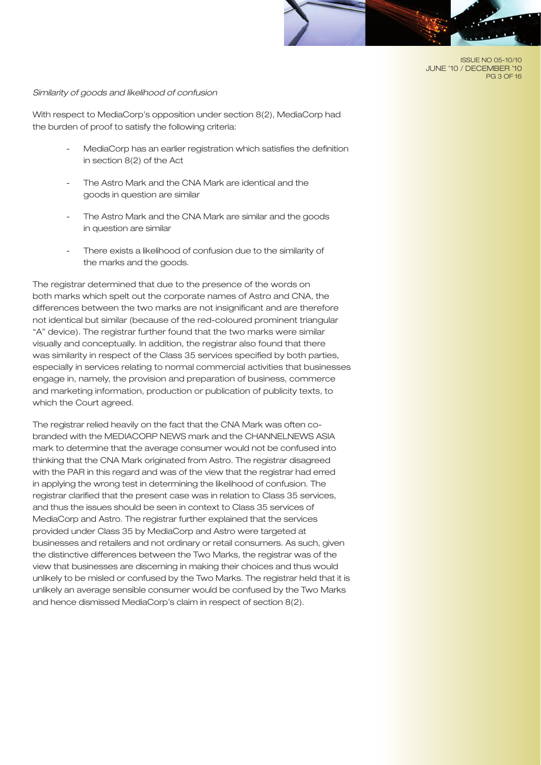*Similarity of goods and likelihood of confusion*

With respect to MediaCorp's opposition under section 8(2), MediaCorp had the burden of proof to satisfy the following criteria:

- MediaCorp has an earlier registration which satisfies the definition in section 8(2) of the Act
- The Astro Mark and the CNA Mark are identical and the goods in question are similar
- The Astro Mark and the CNA Mark are similar and the goods in question are similar
- There exists a likelihood of confusion due to the similarity of the marks and the goods.

The registrar determined that due to the presence of the words on both marks which spelt out the corporate names of Astro and CNA, the differences between the two marks are not insignificant and are therefore not identical but similar (because of the red-coloured prominent triangular "A" device). The registrar further found that the two marks were similar visually and conceptually. In addition, the registrar also found that there was similarity in respect of the Class 35 services specified by both parties, especially in services relating to normal commercial activities that businesses engage in, namely, the provision and preparation of business, commerce and marketing information, production or publication of publicity texts, to which the Court agreed.

The registrar relied heavily on the fact that the CNA Mark was often co-branded with the MEDIACORP NEWS mark and the CHANNELNEWS ASIA mark to determine that the average consumer would not be confused into thinking that the CNA Mark originated from Astro. The registrar disagreed with the PAR in this regard and was of the view that the registrar had erred in applying the wrong test in determining the likelihood of confusion. The registrar clarified that the present case was in relation to Class 35 services, and thus the issues should be seen in context to Class 35 services of MediaCorp and Astro. The registrar further explained that the services provided under Class 35 by MediaCorp and Astro were targeted at businesses and retailers and not ordinary or retail consumers. As such, given the distinctive differences between the Two Marks, the registrar was of the view that businesses are discerning in making their choices and thus would unlikely to be misled or confused by the Two Marks. The registrar held that it is unlikely an average sensible consumer would be confused by the Two Marks and hence dismissed MediaCorp's claim in respect of section 8(2).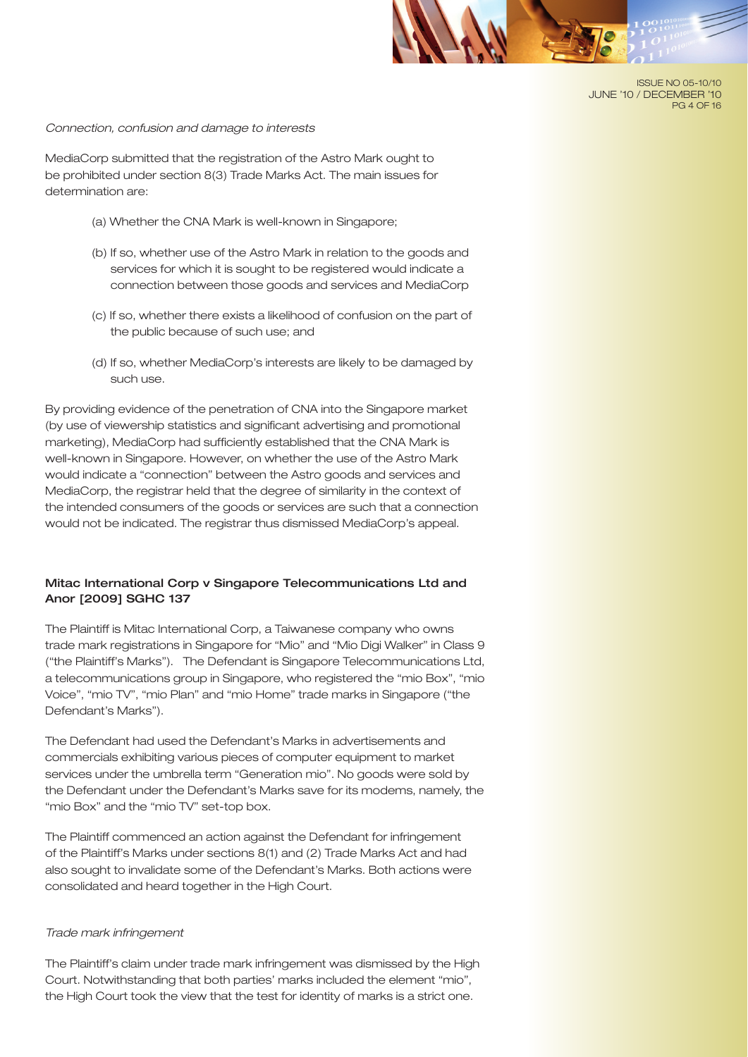*Connection, confusion and damage to interests*

MediaCorp submitted that the registration of the Astro Mark ought to be prohibited under section 8(3) Trade Marks Act. The main issues for determination are:

(a) Whether the CNA Mark is well-known in Singapore;

(b) If so, whether use of the Astro Mark in relation to the goods and services for which it is sought to be registered would indicate a connection between those goods and services and MediaCorp

(c) If so, whether there exists a likelihood of confusion on the part of the public because of such use; and

(d) If so, whether MediaCorp's interests are likely to be damaged by such use.

By providing evidence of the penetration of CNA into the Singapore market (by use of viewership statistics and significant advertising and promotional marketing), MediaCorp had sufficiently established that the CNA Mark is well-known in Singapore. However, on whether the use of the Astro Mark would indicate a "connection" between the Astro goods and services and MediaCorp, the registrar held that the degree of similarity in the context of the intended consumers of the goods or services are such that a connection would not be indicated. The registrar thus dismissed MediaCorp's appeal.

### Mitac International Corp v Singapore Telecommunications Ltd and Anor [2009] SGHC 137

The Plaintiff is Mitac International Corp, a Taiwanese company who owns trade mark registrations in Singapore for "Mio" and "Mio Digi Walker" in Class 9 ("the Plaintiff's Marks"). The Defendant is Singapore Telecommunications Ltd, a telecommunications group in Singapore, who registered the "mio Box", "mio Voice", "mio TV", "mio Plan" and "mio Home" trade marks in Singapore ("the Defendant's Marks").

The Defendant had used the Defendant's Marks in advertisements and commercials exhibiting various pieces of computer equipment to market services under the umbrella term "Generation mio". No goods were sold by the Defendant under the Defendant's Marks save for its modems, namely, the "mio Box" and the "mio TV" set-top box.

The Plaintiff commenced an action against the Defendant for infringement of the Plaintiff's Marks under sections 8(1) and (2) Trade Marks Act and had also sought to invalidate some of the Defendant's Marks. Both actions were consolidated and heard together in the High Court.

*Trade mark infringement*

The Plaintiff's claim under trade mark infringement was dismissed by the High Court. Notwithstanding that both parties' marks included the element "mio", the High Court took the view that the test for identity of marks is a strict one.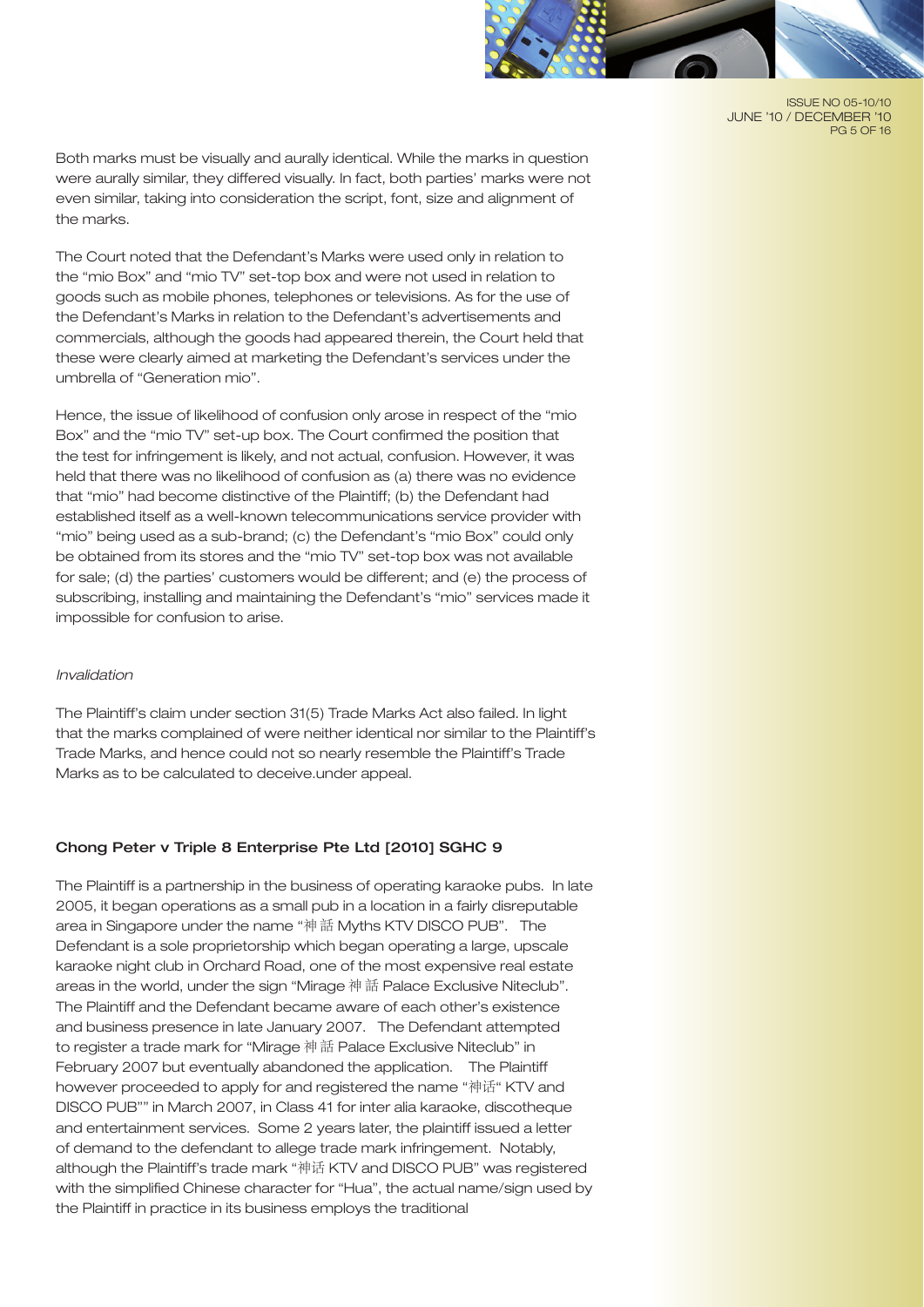Both marks must be visually and aurally identical. While the marks in question were aurally similar, they differed visually. In fact, both parties' marks were not even similar, taking into consideration the script, font, size and alignment of the marks.

The Court noted that the Defendant's Marks were used only in relation to the "mio Box" and "mio TV" set-top box and were not used in relation to goods such as mobile phones, telephones or televisions. As for the use of the Defendant's Marks in relation to the Defendant's advertisements and commercials, although the goods had appeared therein, the Court held that these were clearly aimed at marketing the Defendant's services under the umbrella of "Generation mio".

Hence, the issue of likelihood of confusion only arose in respect of the "mio Box" and the "mio TV" set-up box. The Court confirmed the position that the test for infringement is likely, and not actual, confusion. However, it was held that there was no likelihood of confusion as (a) there was no evidence that "mio" had become distinctive of the Plaintiff; (b) the Defendant had established itself as a well-known telecommunications service provider with "mio" being used as a sub-brand; (c) the Defendant's "mio Box" could only be obtained from its stores and the "mio TV" set-top box was not available for sale; (d) the parties' customers would be different; and (e) the process of subscribing, installing and maintaining the Defendant's "mio" services made it impossible for confusion to arise.

*Invalidation*

The Plaintiff's claim under section 31(5) Trade Marks Act also failed. In light that the marks complained of were neither identical nor similar to the Plaintiff's Trade Marks, and hence could not so nearly resemble the Plaintiff's Trade Marks as to be calculated to deceive.under appeal.

### Chong Peter v Triple 8 Enterprise Pte Ltd [2010] SGHC 9

The Plaintiff is a partnership in the business of operating karaoke pubs. In late 2005, it began operations as a small pub in a location in a fairly disreputable area in Singapore under the name "神話 Myths KTV DISCO PUB". The Defendant is a sole proprietorship which began operating a large, upscale karaoke night club in Orchard Road, one of the most expensive real estate areas in the world, under the sign "Mirage 神話 Palace Exclusive Niteclub". The Plaintiff and the Defendant became aware of each other's existence and business presence in late January 2007. The Defendant attempted to register a trade mark for "Mirage 神話 Palace Exclusive Niteclub" in February 2007 but eventually abandoned the application. The Plaintiff however proceeded to apply for and registered the name "神话" KTV and DISCO PUB"" in March 2007, in Class 41 for inter alia karaoke, discotheque and entertainment services. Some 2 years later, the plaintiff issued a letter of demand to the defendant to allege trade mark infringement. Notably, although the Plaintiff's trade mark "神话 KTV and DISCO PUB" was registered with the simplified Chinese character for "Hua", the actual name/sign used by the Plaintiff in practice in its business employs the traditional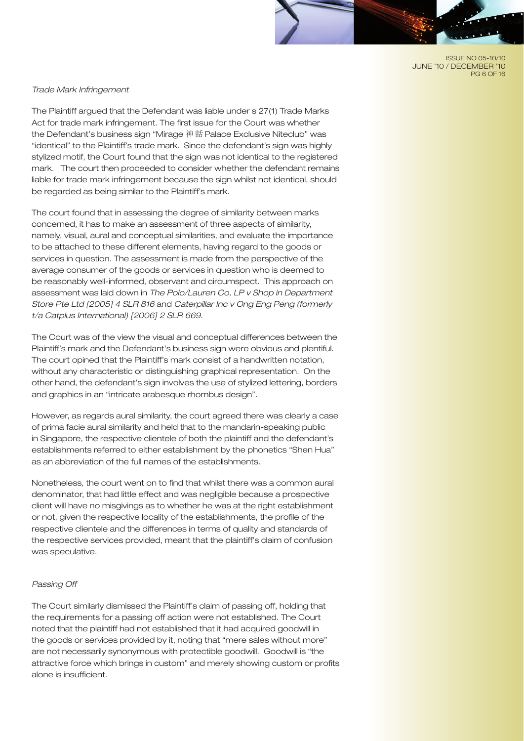*Trade Mark Infringement*

The Plaintiff argued that the Defendant was liable under s 27(1) Trade Marks Act for trade mark infringement. The first issue for the Court was whether the Defendant's business sign "Mirage 神話 Palace Exclusive Niteclub" was "identical" to the Plaintiff's trade mark. Since the defendant's sign was highly stylized motif, the Court found that the sign was not identical to the registered mark. The court then proceeded to consider whether the defendant remains liable for trade mark infringement because the sign whilst not identical, should be regarded as being similar to the Plaintiff's mark.

The court found that in assessing the degree of similarity between marks concerned, it has to make an assessment of three aspects of similarity, namely, visual, aural and conceptual similarities, and evaluate the importance to be attached to these different elements, having regard to the goods or services in question. The assessment is made from the perspective of the average consumer of the goods or services in question who is deemed to be reasonably well-informed, observant and circumspect. This approach on assessment was laid down in *The Polo/Lauren Co, LP v Shop in Department Store Pte Ltd [2005] 4 SLR 816* and *Caterpillar Inc v Ong Eng Peng (formerly t/a Catplus International) [2006] 2 SLR 669.*

The Court was of the view the visual and conceptual differences between the Plaintiff's mark and the Defendant's business sign were obvious and plentiful. The court opined that the Plaintiff's mark consist of a handwritten notation, without any characteristic or distinguishing graphical representation. On the other hand, the defendant's sign involves the use of stylized lettering, borders and graphics in an "intricate arabesque rhombus design".

However, as regards aural similarity, the court agreed there was clearly a case of prima facie aural similarity and held that to the mandarin-speaking public in Singapore, the respective clientele of both the plaintiff and the defendant's establishments referred to either establishment by the phonetics "Shen Hua" as an abbreviation of the full names of the establishments.

Nonetheless, the court went on to find that whilst there was a common aural denominator, that had little effect and was negligible because a prospective client will have no misgivings as to whether he was at the right establishment or not, given the respective locality of the establishments, the profile of the respective clientele and the differences in terms of quality and standards of the respective services provided, meant that the plaintiff's claim of confusion was speculative.

*Passing Off*

The Court similarly dismissed the Plaintiff's claim of passing off, holding that the requirements for a passing off action were not established. The Court noted that the plaintiff had not established that it had acquired goodwill in the goods or services provided by it, noting that "mere sales without more" are not necessarily synonymous with protectible goodwill. Goodwill is "the attractive force which brings in custom" and merely showing custom or profits alone is insufficient.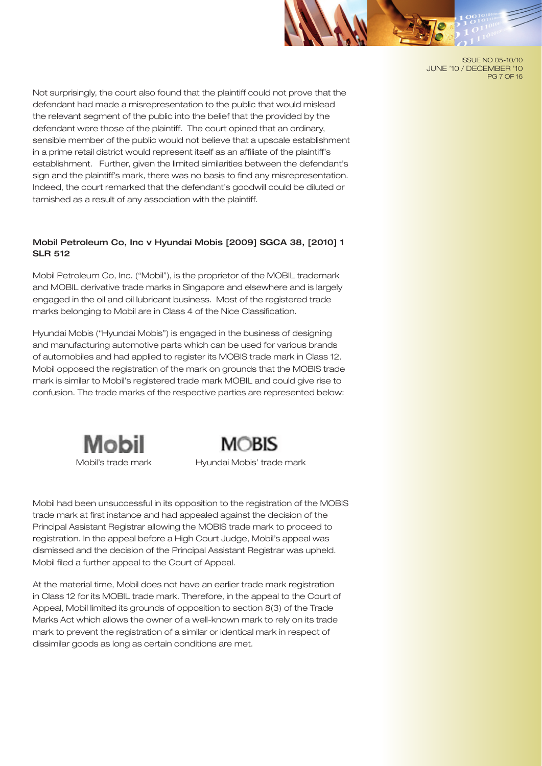Not surprisingly, the court also found that the plaintiff could not prove that the defendant had made a misrepresentation to the public that would mislead the relevant segment of the public into the belief that the provided by the defendant were those of the plaintiff. The court opined that an ordinary, sensible member of the public would not believe that a upscale establishment in a prime retail district would represent itself as an affiliate of the plaintiff's establishment. Further, given the limited similarities between the defendant's sign and the plaintiff's mark, there was no basis to find any misrepresentation. Indeed, the court remarked that the defendant's goodwill could be diluted or tarnished as a result of any association with the plaintiff.

### Mobil Petroleum Co, Inc v Hyundai Mobis [2009] SGCA 38, [2010] 1 SLR 512

Mobil Petroleum Co, Inc. ("Mobil"), is the proprietor of the MOBIL trademark and MOBIL derivative trade marks in Singapore and elsewhere and is largely engaged in the oil and oil lubricant business. Most of the registered trade marks belonging to Mobil are in Class 4 of the Nice Classification.

Hyundai Mobis ("Hyundai Mobis") is engaged in the business of designing and manufacturing automotive parts which can be used for various brands of automobiles and had applied to register its MOBIS trade mark in Class 12. Mobil opposed the registration of the mark on grounds that the MOBIS trade mark is similar to Mobil's registered trade mark MOBIL and could give rise to confusion. The trade marks of the respective parties are represented below:

| Mobil | MOBIS |
|---|---|
| Mobil's trade mark | Hyundai Mobis' trade mark |

Mobil had been unsuccessful in its opposition to the registration of the MOBIS trade mark at first instance and had appealed against the decision of the Principal Assistant Registrar allowing the MOBIS trade mark to proceed to registration. In the appeal before a High Court Judge, Mobil's appeal was dismissed and the decision of the Principal Assistant Registrar was upheld. Mobil filed a further appeal to the Court of Appeal.

At the material time, Mobil does not have an earlier trade mark registration in Class 12 for its MOBIL trade mark. Therefore, in the appeal to the Court of Appeal, Mobil limited its grounds of opposition to section 8(3) of the Trade Marks Act which allows the owner of a well-known mark to rely on its trade mark to prevent the registration of a similar or identical mark in respect of dissimilar goods as long as certain conditions are met.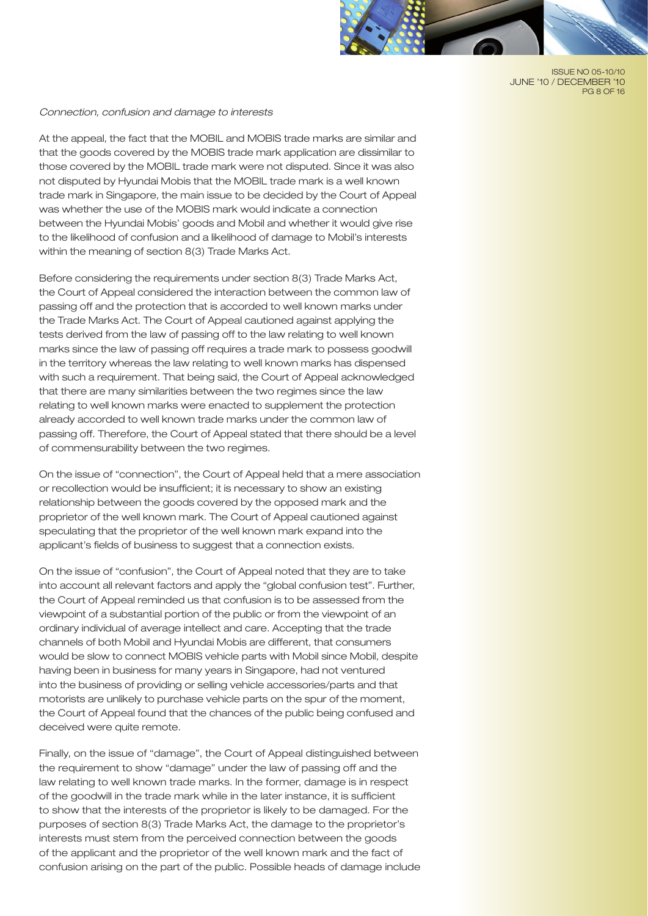*Connection, confusion and damage to interests*

At the appeal, the fact that the MOBIL and MOBIS trade marks are similar and that the goods covered by the MOBIS trade mark application are dissimilar to those covered by the MOBIL trade mark were not disputed. Since it was also not disputed by Hyundai Mobis that the MOBIL trade mark is a well known trade mark in Singapore, the main issue to be decided by the Court of Appeal was whether the use of the MOBIS mark would indicate a connection between the Hyundai Mobis' goods and Mobil and whether it would give rise to the likelihood of confusion and a likelihood of damage to Mobil's interests within the meaning of section 8(3) Trade Marks Act.

Before considering the requirements under section 8(3) Trade Marks Act, the Court of Appeal considered the interaction between the common law of passing off and the protection that is accorded to well known marks under the Trade Marks Act. The Court of Appeal cautioned against applying the tests derived from the law of passing off to the law relating to well known marks since the law of passing off requires a trade mark to possess goodwill in the territory whereas the law relating to well known marks has dispensed with such a requirement. That being said, the Court of Appeal acknowledged that there are many similarities between the two regimes since the law relating to well known marks were enacted to supplement the protection already accorded to well known trade marks under the common law of passing off. Therefore, the Court of Appeal stated that there should be a level of commensurability between the two regimes.

On the issue of "connection", the Court of Appeal held that a mere association or recollection would be insufficient; it is necessary to show an existing relationship between the goods covered by the opposed mark and the proprietor of the well known mark. The Court of Appeal cautioned against speculating that the proprietor of the well known mark expand into the applicant's fields of business to suggest that a connection exists.

On the issue of "confusion", the Court of Appeal noted that they are to take into account all relevant factors and apply the "global confusion test". Further, the Court of Appeal reminded us that confusion is to be assessed from the viewpoint of a substantial portion of the public or from the viewpoint of an ordinary individual of average intellect and care. Accepting that the trade channels of both Mobil and Hyundai Mobis are different, that consumers would be slow to connect MOBIS vehicle parts with Mobil since Mobil, despite having been in business for many years in Singapore, had not ventured into the business of providing or selling vehicle accessories/parts and that motorists are unlikely to purchase vehicle parts on the spur of the moment, the Court of Appeal found that the chances of the public being confused and deceived were quite remote.

Finally, on the issue of "damage", the Court of Appeal distinguished between the requirement to show "damage" under the law of passing off and the law relating to well known trade marks. In the former, damage is in respect of the goodwill in the trade mark while in the later instance, it is sufficient to show that the interests of the proprietor is likely to be damaged. For the purposes of section 8(3) Trade Marks Act, the damage to the proprietor's interests must stem from the perceived connection between the goods of the applicant and the proprietor of the well known mark and the fact of confusion arising on the part of the public. Possible heads of damage include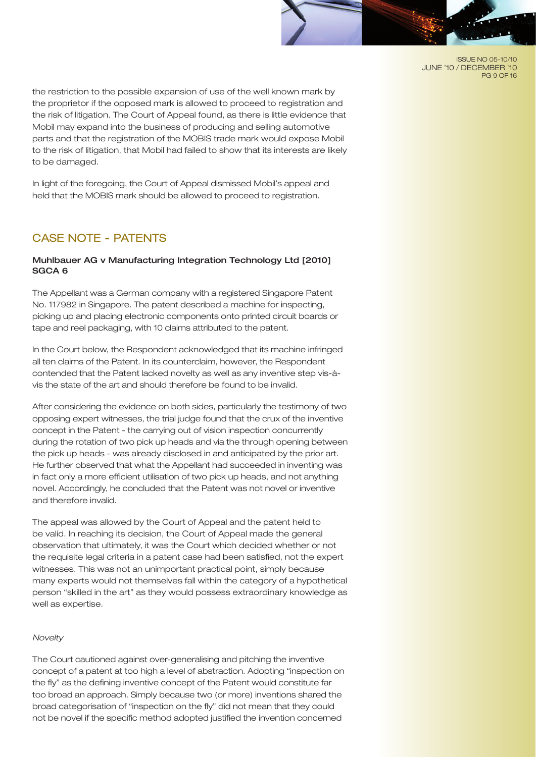the restriction to the possible expansion of use of the well known mark by the proprietor if the opposed mark is allowed to proceed to registration and the risk of litigation. The Court of Appeal found, as there is little evidence that Mobil may expand into the business of producing and selling automotive parts and that the registration of the MOBIS trade mark would expose Mobil to the risk of litigation, that Mobil had failed to show that its interests are likely to be damaged.

In light of the foregoing, the Court of Appeal dismissed Mobil's appeal and held that the MOBIS mark should be allowed to proceed to registration.

## CASE NOTE - PATENTS

### Muhlbauer AG v Manufacturing Integration Technology Ltd [2010] SGCA 6

The Appellant was a German company with a registered Singapore Patent No. 117982 in Singapore. The patent described a machine for inspecting, picking up and placing electronic components onto printed circuit boards or tape and reel packaging, with 10 claims attributed to the patent.

In the Court below, the Respondent acknowledged that its machine infringed all ten claims of the Patent. In its counterclaim, however, the Respondent contended that the Patent lacked novelty as well as any inventive step vis-à-vis the state of the art and should therefore be found to be invalid.

After considering the evidence on both sides, particularly the testimony of two opposing expert witnesses, the trial judge found that the crux of the inventive concept in the Patent - the carrying out of vision inspection concurrently during the rotation of two pick up heads and via the through opening between the pick up heads - was already disclosed in and anticipated by the prior art. He further observed that what the Appellant had succeeded in inventing was in fact only a more efficient utilisation of two pick up heads, and not anything novel. Accordingly, he concluded that the Patent was not novel or inventive and therefore invalid.

The appeal was allowed by the Court of Appeal and the patent held to be valid. In reaching its decision, the Court of Appeal made the general observation that ultimately, it was the Court which decided whether or not the requisite legal criteria in a patent case had been satisfied, not the expert witnesses. This was not an unimportant practical point, simply because many experts would not themselves fall within the category of a hypothetical person "skilled in the art" as they would possess extraordinary knowledge as well as expertise.

*Novelty*

The Court cautioned against over-generalising and pitching the inventive concept of a patent at too high a level of abstraction. Adopting "inspection on the fly" as the defining inventive concept of the Patent would constitute far too broad an approach. Simply because two (or more) inventions shared the broad categorisation of "inspection on the fly" did not mean that they could not be novel if the specific method adopted justified the invention concerned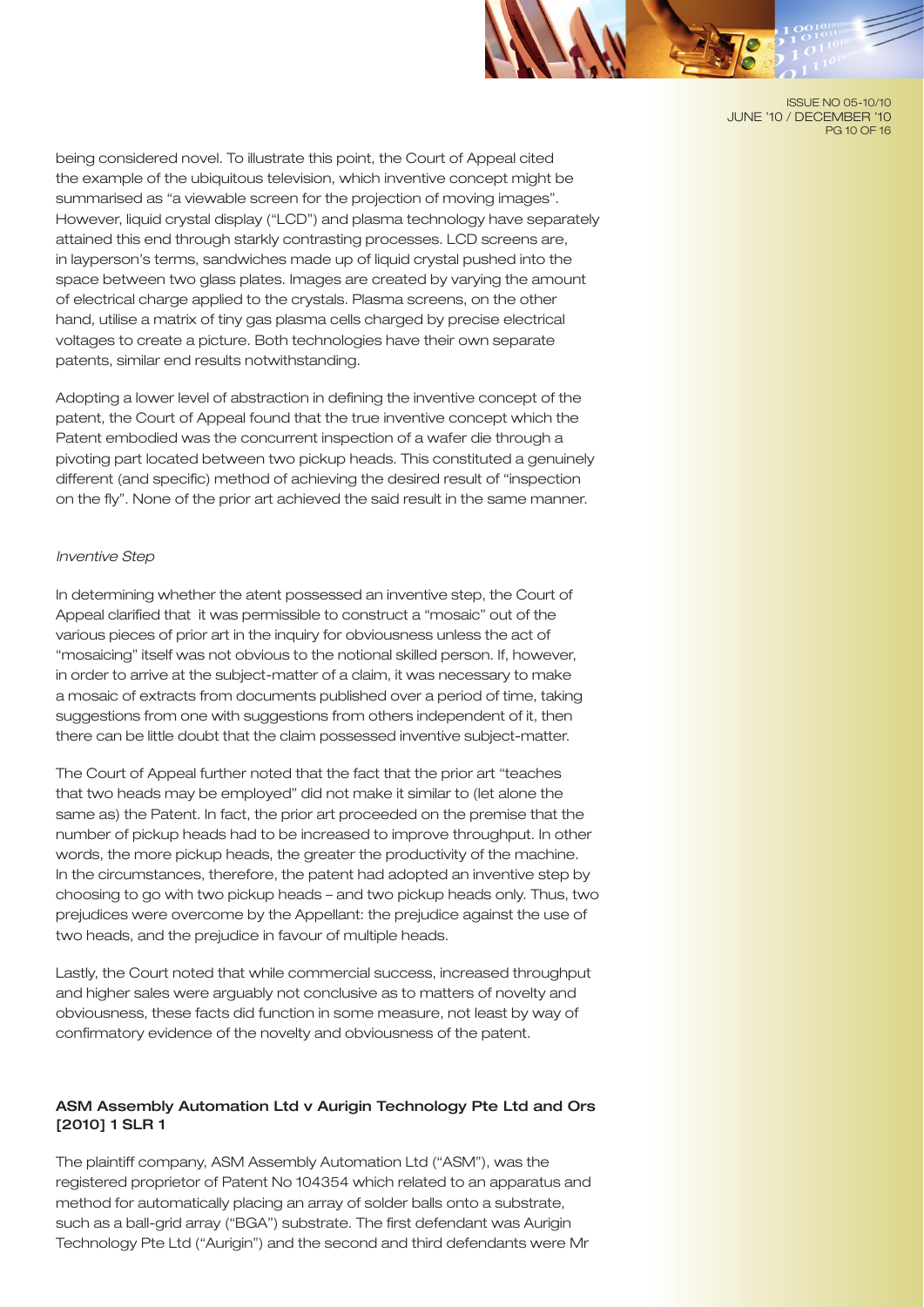being considered novel. To illustrate this point, the Court of Appeal cited the example of the ubiquitous television, which inventive concept might be summarised as "a viewable screen for the projection of moving images". However, liquid crystal display ("LCD") and plasma technology have separately attained this end through starkly contrasting processes. LCD screens are, in layperson's terms, sandwiches made up of liquid crystal pushed into the space between two glass plates. Images are created by varying the amount of electrical charge applied to the crystals. Plasma screens, on the other hand, utilise a matrix of tiny gas plasma cells charged by precise electrical voltages to create a picture. Both technologies have their own separate patents, similar end results notwithstanding.

Adopting a lower level of abstraction in defining the inventive concept of the patent, the Court of Appeal found that the true inventive concept which the Patent embodied was the concurrent inspection of a wafer die through a pivoting part located between two pickup heads. This constituted a genuinely different (and specific) method of achieving the desired result of "inspection on the fly". None of the prior art achieved the said result in the same manner.

*Inventive Step*

In determining whether the atent possessed an inventive step, the Court of Appeal clarified that it was permissible to construct a "mosaic" out of the various pieces of prior art in the inquiry for obviousness unless the act of "mosaicing" itself was not obvious to the notional skilled person. If, however, in order to arrive at the subject-matter of a claim, it was necessary to make a mosaic of extracts from documents published over a period of time, taking suggestions from one with suggestions from others independent of it, then there can be little doubt that the claim possessed inventive subject-matter.

The Court of Appeal further noted that the fact that the prior art "teaches that two heads may be employed" did not make it similar to (let alone the same as) the Patent. In fact, the prior art proceeded on the premise that the number of pickup heads had to be increased to improve throughput. In other words, the more pickup heads, the greater the productivity of the machine. In the circumstances, therefore, the patent had adopted an inventive step by choosing to go with two pickup heads – and two pickup heads only. Thus, two prejudices were overcome by the Appellant: the prejudice against the use of two heads, and the prejudice in favour of multiple heads.

Lastly, the Court noted that while commercial success, increased throughput and higher sales were arguably not conclusive as to matters of novelty and obviousness, these facts did function in some measure, not least by way of confirmatory evidence of the novelty and obviousness of the patent.

### ASM Assembly Automation Ltd v Aurigin Technology Pte Ltd and Ors [2010] 1 SLR 1

The plaintiff company, ASM Assembly Automation Ltd ("ASM"), was the registered proprietor of Patent No 104354 which related to an apparatus and method for automatically placing an array of solder balls onto a substrate, such as a ball-grid array ("BGA") substrate. The first defendant was Aurigin Technology Pte Ltd ("Aurigin") and the second and third defendants were Mr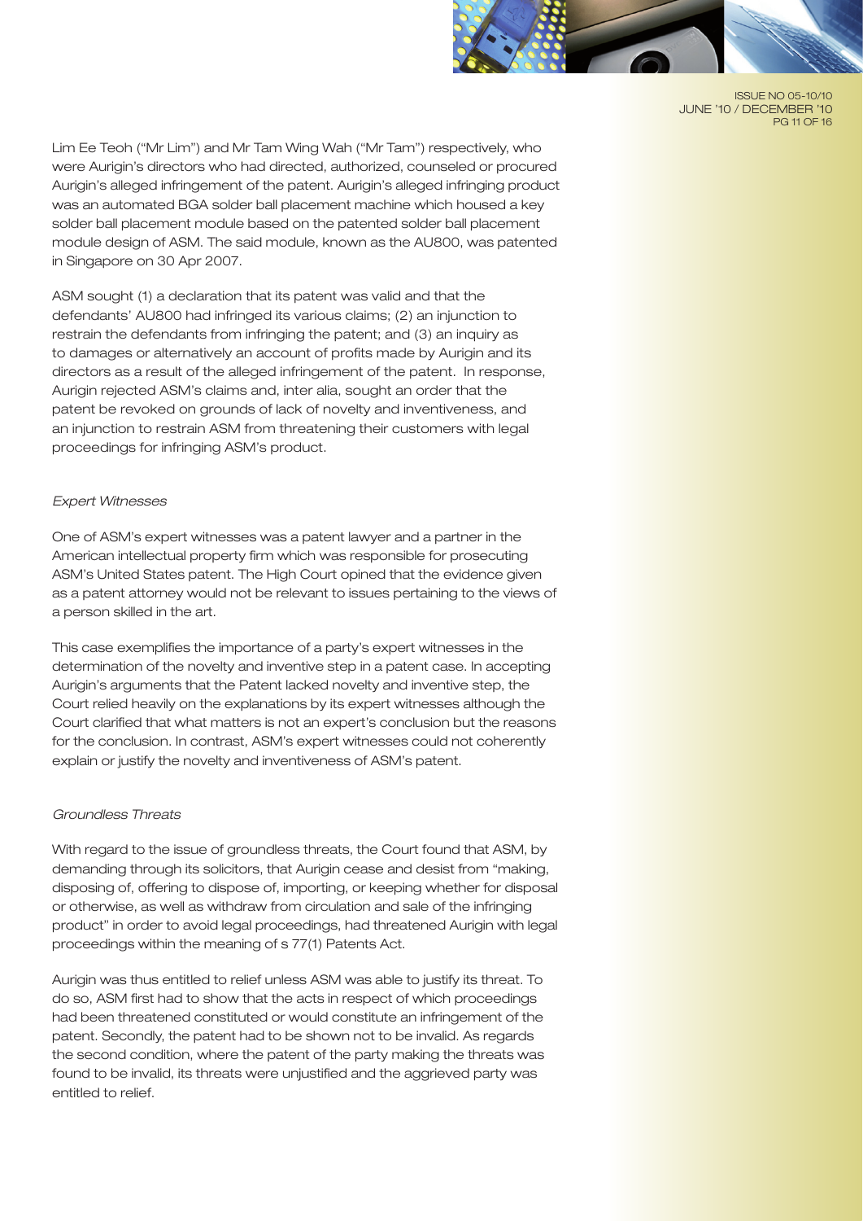Lim Ee Teoh ("Mr Lim") and Mr Tam Wing Wah ("Mr Tam") respectively, who were Aurigin's directors who had directed, authorized, counseled or procured Aurigin's alleged infringement of the patent. Aurigin's alleged infringing product was an automated BGA solder ball placement machine which housed a key solder ball placement module based on the patented solder ball placement module design of ASM. The said module, known as the AU800, was patented in Singapore on 30 Apr 2007.

ASM sought (1) a declaration that its patent was valid and that the defendants' AU800 had infringed its various claims; (2) an injunction to restrain the defendants from infringing the patent; and (3) an inquiry as to damages or alternatively an account of profits made by Aurigin and its directors as a result of the alleged infringement of the patent. In response, Aurigin rejected ASM's claims and, inter alia, sought an order that the patent be revoked on grounds of lack of novelty and inventiveness, and an injunction to restrain ASM from threatening their customers with legal proceedings for infringing ASM's product.

*Expert Witnesses*

One of ASM's expert witnesses was a patent lawyer and a partner in the American intellectual property firm which was responsible for prosecuting ASM's United States patent. The High Court opined that the evidence given as a patent attorney would not be relevant to issues pertaining to the views of a person skilled in the art.

This case exemplifies the importance of a party's expert witnesses in the determination of the novelty and inventive step in a patent case. In accepting Aurigin's arguments that the Patent lacked novelty and inventive step, the Court relied heavily on the explanations by its expert witnesses although the Court clarified that what matters is not an expert's conclusion but the reasons for the conclusion. In contrast, ASM's expert witnesses could not coherently explain or justify the novelty and inventiveness of ASM's patent.

*Groundless Threats*

With regard to the issue of groundless threats, the Court found that ASM, by demanding through its solicitors, that Aurigin cease and desist from "making, disposing of, offering to dispose of, importing, or keeping whether for disposal or otherwise, as well as withdraw from circulation and sale of the infringing product" in order to avoid legal proceedings, had threatened Aurigin with legal proceedings within the meaning of s 77(1) Patents Act.

Aurigin was thus entitled to relief unless ASM was able to justify its threat. To do so, ASM first had to show that the acts in respect of which proceedings had been threatened constituted or would constitute an infringement of the patent. Secondly, the patent had to be shown not to be invalid. As regards the second condition, where the patent of the party making the threats was found to be invalid, its threats were unjustified and the aggrieved party was entitled to relief.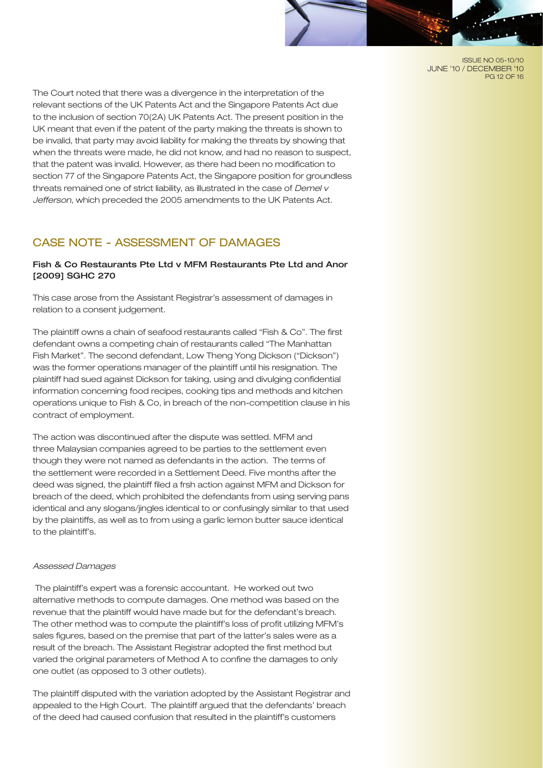The Court noted that there was a divergence in the interpretation of the relevant sections of the UK Patents Act and the Singapore Patents Act due to the inclusion of section 70(2A) UK Patents Act. The present position in the UK meant that even if the patent of the party making the threats is shown to be invalid, that party may avoid liability for making the threats by showing that when the threats were made, he did not know, and had no reason to suspect, that the patent was invalid. However, as there had been no modification to section 77 of the Singapore Patents Act, the Singapore position for groundless threats remained one of strict liability, as illustrated in the case of *Demel v Jefferson*, which preceded the 2005 amendments to the UK Patents Act.

## CASE NOTE - ASSESSMENT OF DAMAGES

### Fish & Co Restaurants Pte Ltd v MFM Restaurants Pte Ltd and Anor [2009] SGHC 270

This case arose from the Assistant Registrar's assessment of damages in relation to a consent judgement.

The plaintiff owns a chain of seafood restaurants called "Fish & Co". The first defendant owns a competing chain of restaurants called "The Manhattan Fish Market". The second defendant, Low Theng Yong Dickson ("Dickson") was the former operations manager of the plaintiff until his resignation. The plaintiff had sued against Dickson for taking, using and divulging confidential information concerning food recipes, cooking tips and methods and kitchen operations unique to Fish & Co, in breach of the non-competition clause in his contract of employment.

The action was discontinued after the dispute was settled. MFM and three Malaysian companies agreed to be parties to the settlement even though they were not named as defendants in the action. The terms of the settlement were recorded in a Settlement Deed. Five months after the deed was signed, the plaintiff filed a frsh action against MFM and Dickson for breach of the deed, which prohibited the defendants from using serving pans identical and any slogans/jingles identical to or confusingly similar to that used by the plaintiffs, as well as to from using a garlic lemon butter sauce identical to the plaintiff's.

*Assessed Damages*

The plaintiff's expert was a forensic accountant. He worked out two alternative methods to compute damages. One method was based on the revenue that the plaintiff would have made but for the defendant's breach. The other method was to compute the plaintiff's loss of profit utilizing MFM's sales figures, based on the premise that part of the latter's sales were as a result of the breach. The Assistant Registrar adopted the first method but varied the original parameters of Method A to confine the damages to only one outlet (as opposed to 3 other outlets).

The plaintiff disputed with the variation adopted by the Assistant Registrar and appealed to the High Court. The plaintiff argued that the defendants' breach of the deed had caused confusion that resulted in the plaintiff's customers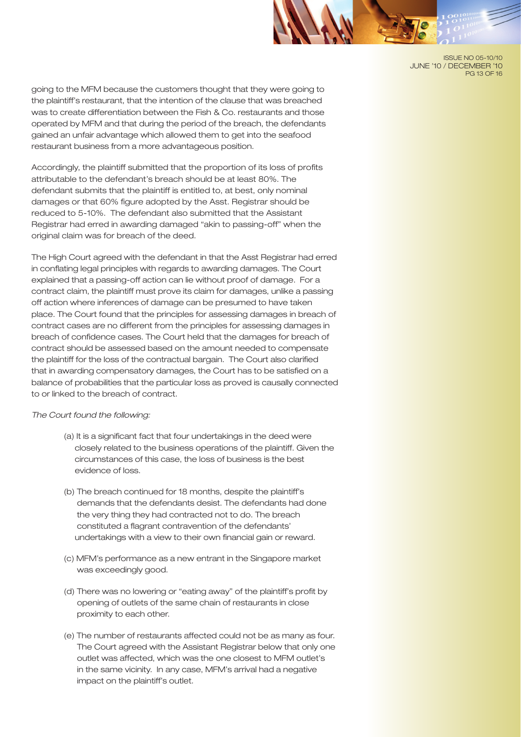going to the MFM because the customers thought that they were going to the plaintiff's restaurant, that the intention of the clause that was breached was to create differentiation between the Fish & Co. restaurants and those operated by MFM and that during the period of the breach, the defendants gained an unfair advantage which allowed them to get into the seafood restaurant business from a more advantageous position.

Accordingly, the plaintiff submitted that the proportion of its loss of profits attributable to the defendant's breach should be at least 80%. The defendant submits that the plaintiff is entitled to, at best, only nominal damages or that 60% figure adopted by the Asst. Registrar should be reduced to 5-10%. The defendant also submitted that the Assistant Registrar had erred in awarding damaged "akin to passing-off" when the original claim was for breach of the deed.

The High Court agreed with the defendant in that the Asst Registrar had erred in conflating legal principles with regards to awarding damages. The Court explained that a passing-off action can lie without proof of damage. For a contract claim, the plaintiff must prove its claim for damages, unlike a passing off action where inferences of damage can be presumed to have taken place. The Court found that the principles for assessing damages in breach of contract cases are no different from the principles for assessing damages in breach of confidence cases. The Court held that the damages for breach of contract should be assessed based on the amount needed to compensate the plaintiff for the loss of the contractual bargain. The Court also clarified that in awarding compensatory damages, the Court has to be satisfied on a balance of probabilities that the particular loss as proved is causally connected to or linked to the breach of contract.

*The Court found the following:*

(a) It is a significant fact that four undertakings in the deed were closely related to the business operations of the plaintiff. Given the circumstances of this case, the loss of business is the best evidence of loss.

(b) The breach continued for 18 months, despite the plaintiff's demands that the defendants desist. The defendants had done the very thing they had contracted not to do. The breach constituted a flagrant contravention of the defendants' undertakings with a view to their own financial gain or reward.

(c) MFM's performance as a new entrant in the Singapore market was exceedingly good.

(d) There was no lowering or "eating away" of the plaintiff's profit by opening of outlets of the same chain of restaurants in close proximity to each other.

(e) The number of restaurants affected could not be as many as four. The Court agreed with the Assistant Registrar below that only one outlet was affected, which was the one closest to MFM outlet's in the same vicinity. In any case, MFM's arrival had a negative impact on the plaintiff's outlet.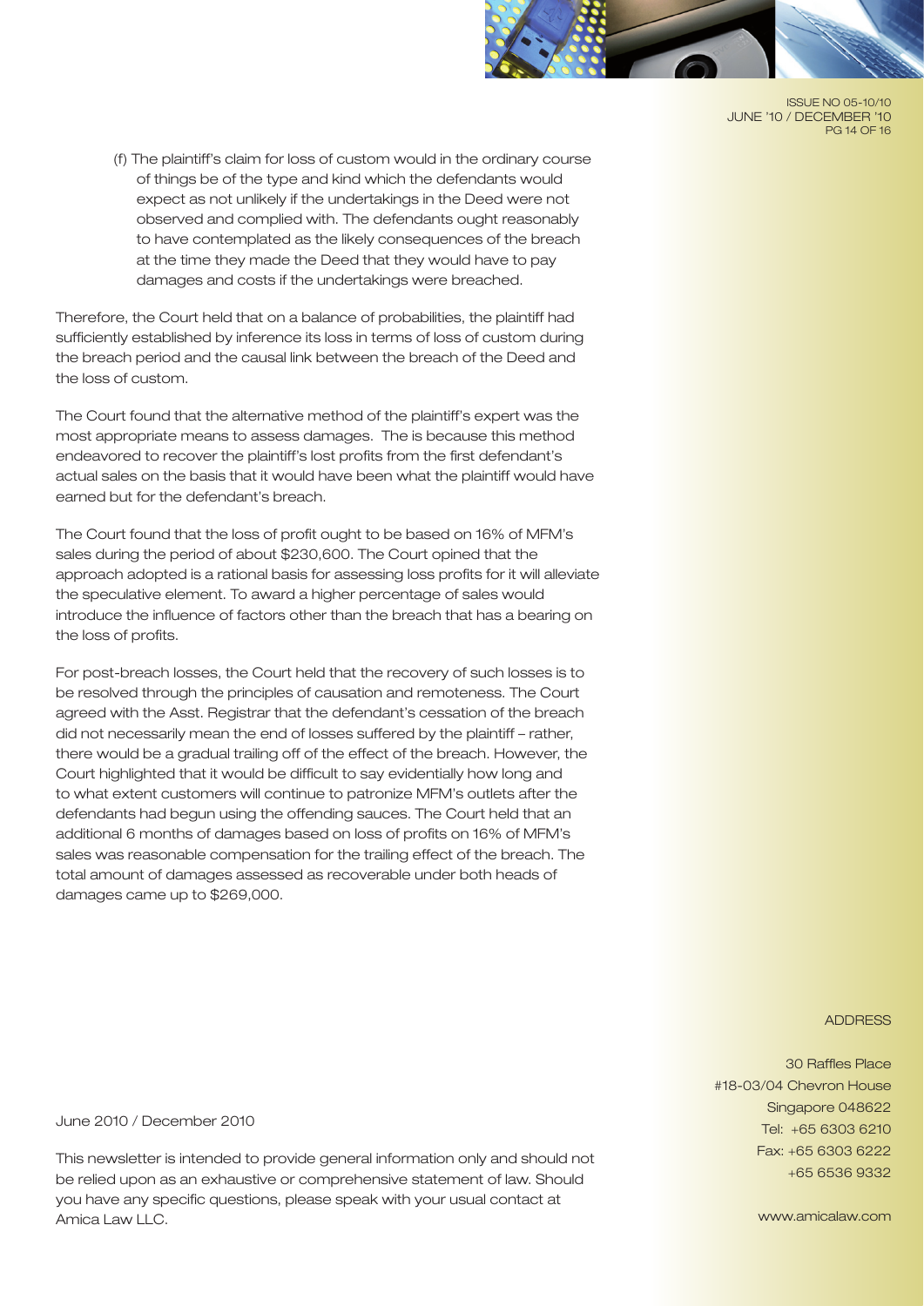(f) The plaintiff's claim for loss of custom would in the ordinary course of things be of the type and kind which the defendants would expect as not unlikely if the undertakings in the Deed were not observed and complied with. The defendants ought reasonably to have contemplated as the likely consequences of the breach at the time they made the Deed that they would have to pay damages and costs if the undertakings were breached.

Therefore, the Court held that on a balance of probabilities, the plaintiff had sufficiently established by inference its loss in terms of loss of custom during the breach period and the causal link between the breach of the Deed and the loss of custom.

The Court found that the alternative method of the plaintiff's expert was the most appropriate means to assess damages. The is because this method endeavored to recover the plaintiff's lost profits from the first defendant's actual sales on the basis that it would have been what the plaintiff would have earned but for the defendant's breach.

The Court found that the loss of profit ought to be based on 16% of MFM's sales during the period of about $230,600. The Court opined that the approach adopted is a rational basis for assessing loss profits for it will alleviate the speculative element. To award a higher percentage of sales would introduce the influence of factors other than the breach that has a bearing on the loss of profits.

For post-breach losses, the Court held that the recovery of such losses is to be resolved through the principles of causation and remoteness. The Court agreed with the Asst. Registrar that the defendant's cessation of the breach did not necessarily mean the end of losses suffered by the plaintiff – rather, there would be a gradual trailing off of the effect of the breach. However, the Court highlighted that it would be difficult to say evidentially how long and to what extent customers will continue to patronize MFM's outlets after the defendants had begun using the offending sauces. The Court held that an additional 6 months of damages based on loss of profits on 16% of MFM's sales was reasonable compensation for the trailing effect of the breach. The total amount of damages assessed as recoverable under both heads of damages came up to $269,000.

June 2010 / December 2010

This newsletter is intended to provide general information only and should not be relied upon as an exhaustive or comprehensive statement of law. Should you have any specific questions, please speak with your usual contact at Amica Law LLC.

ADDRESS

30 Raffles Place
#18-03/04 Chevron House
Singapore 048622
Tel: +65 6303 6210
Fax: +65 6303 6222
+65 6536 9332

www.amicalaw.com